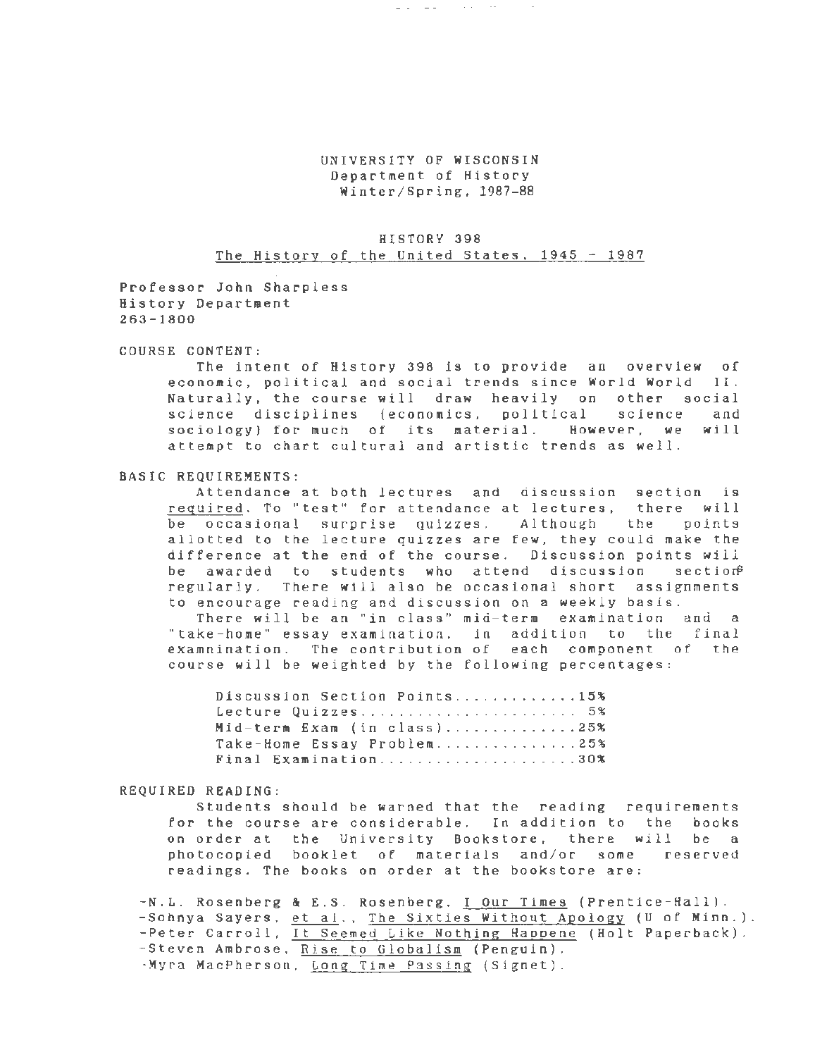UNIVERSITY OF WISCONSIN
Department of History
Winter/Spring, 1987-88

# HISTORY 398
## The History of the United States, 1945 - 1987

Professor John Sharpless
History Department
263-1800

COURSE CONTENT:

The intent of History 398 is to provide an overview of economic, political and social trends since World World II. Naturally, the course will draw heavily on other social science disciplines (economics, political science and sociology) for much of its material. However, we will attempt to chart cultural and artistic trends as well.

BASIC REQUIREMENTS:

Attendance at both lectures and discussion section is required. To "test" for attendance at lectures, there will be occasional surprise quizzes. Although the points allotted to the lecture quizzes are few, they could make the difference at the end of the course. Discussion points will be awarded to students who attend discussion sections regularly. There will also be occasional short assignments to encourage reading and discussion on a weekly basis.

There will be an "in class" mid-term examination and a "take-home" essay examination, in addition to the final examnination. The contribution of each component of the course will be weighted by the following percentages:

Discussion Section Points.............15%
Lecture Quizzes....................... 5%
Mid-term Exam (in class)..............25%
Take-Home Essay Problem...............25%
Final Examination.....................30%

REQUIRED READING:

Students should be warned that the reading requirements for the course are considerable. In addition to the books on order at the University Bookstore, there will be a photocopied booklet of materials and/or some reserved readings. The books on order at the bookstore are:

- N.L. Rosenberg & E.S. Rosenberg, I Our Times (Prentice-Hall).
- Sohnya Sayers, et al., The Sixties Without Apology (U of Minn.).
- Peter Carroll, It Seemed Like Nothing Happene (Holt Paperback).
- Steven Ambrose, Rise to Globalism (Penguin).
- Myra MacPherson, Long Time Passing (Signet).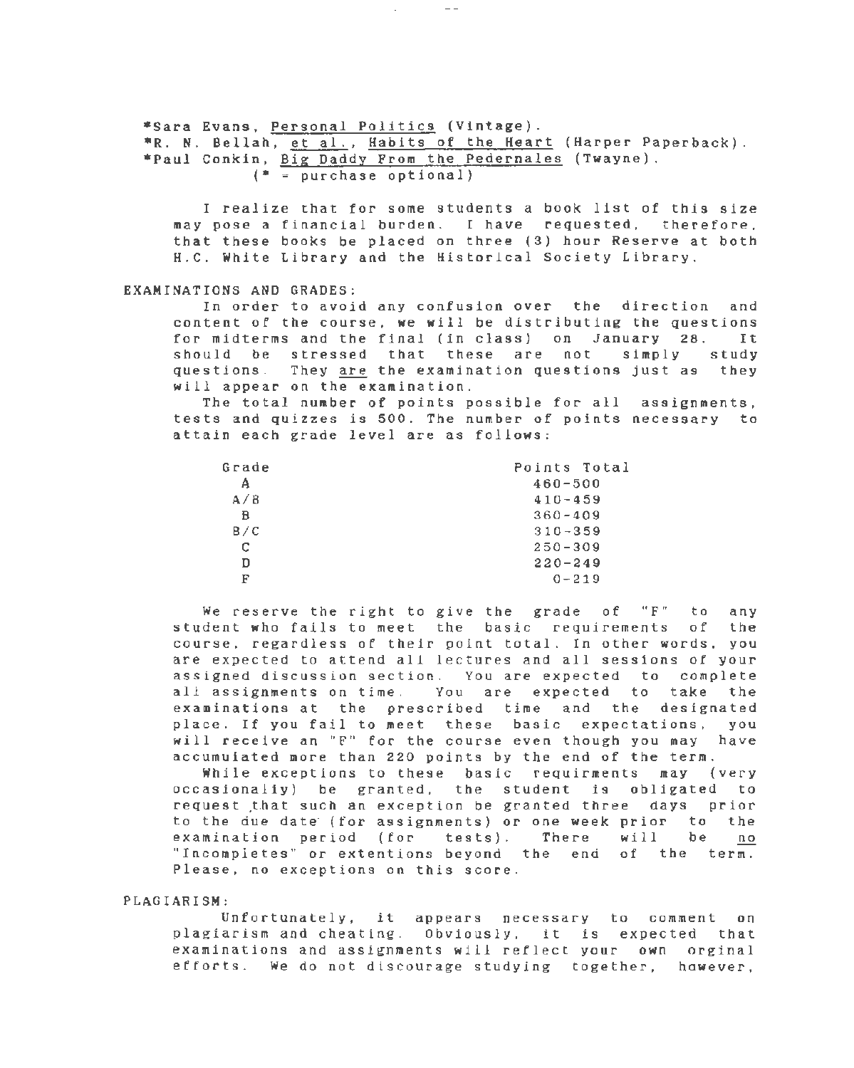*Sara Evans, Personal Politics (Vintage).
*R. N. Bellah, et al., Habits of the Heart (Harper Paperback).
*Paul Conkin, Big Daddy From the Pedernales (Twayne).
(* = purchase optional)

I realize that for some students a book list of this size may pose a financial burden. I have requested, therefore, that these books be placed on three (3) hour Reserve at both H.C. White Library and the Historical Society Library.

EXAMINATIONS AND GRADES:

In order to avoid any confusion over the direction and content of the course, we will be distributing the questions for midterms and the final (in class) on January 28. It should be stressed that these are not simply study questions. They are the examination questions just as they will appear on the examination.

The total number of points possible for all assignments, tests and quizzes is 500. The number of points necessary to attain each grade level are as follows:

| Grade | Points Total |
|---|---|
| A | 460-500 |
| A/B | 410-459 |
| B | 360-409 |
| B/C | 310-359 |
| C | 250-309 |
| D | 220-249 |
| F | 0-219 |

We reserve the right to give the grade of "F" to any student who fails to meet the basic requirements of the course, regardless of their point total. In other words, you are expected to attend all lectures and all sessions of your assigned discussion section. You are expected to complete all assignments on time. You are expected to take the examinations at the prescribed time and the designated place. If you fail to meet these basic expectations, you will receive an "F" for the course even though you may have accumulated more than 220 points by the end of the term.

While exceptions to these basic requirments may (very occasionally) be granted, the student is obligated to request that such an exception be granted three days prior to the due date (for assignments) or one week prior to the examination period (for tests). There will be no "Incompletes" or extentions beyond the end of the term. Please, no exceptions on this score.

PLAGIARISM:

Unfortunately, it appears necessary to comment on plagiarism and cheating. Obviously, it is expected that examinations and assignments will reflect your own orginal efforts. We do not discourage studying together, however,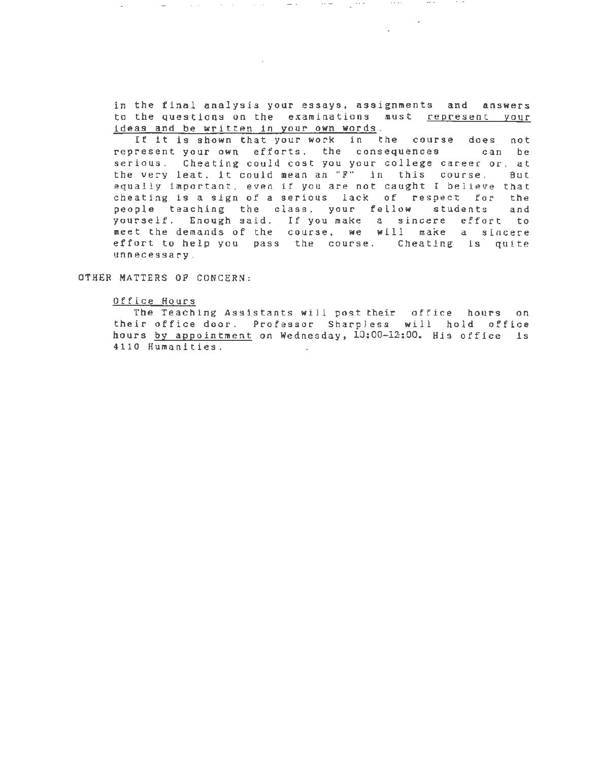in the final analysis your essays, assignments and answers to the questions on the examinations must <u>represent your ideas and be written in your own words</u>.

If it is shown that your work in the course does not represent your own efforts, the consequences can be serious. Cheating could cost you your college career or, at the very leat, it could mean an "F" in this course. But equally important, even if you are not caught I believe that cheating is a sign of a serious lack of respect for the people teaching the class, your fellow students and yourself. Enough said. If you make a sincere effort to meet the demands of the course, we will make a sincere effort to help you pass the course. Cheating is quite unnecessary.

OTHER MATTERS OF CONCERN:

<u>Office Hours</u>

The Teaching Assistants will post their office hours on their office door. Professor Sharpless will hold office hours <u>by appointment</u> on Wednesday, 10:00-12:00. His office is 4110 Humanities.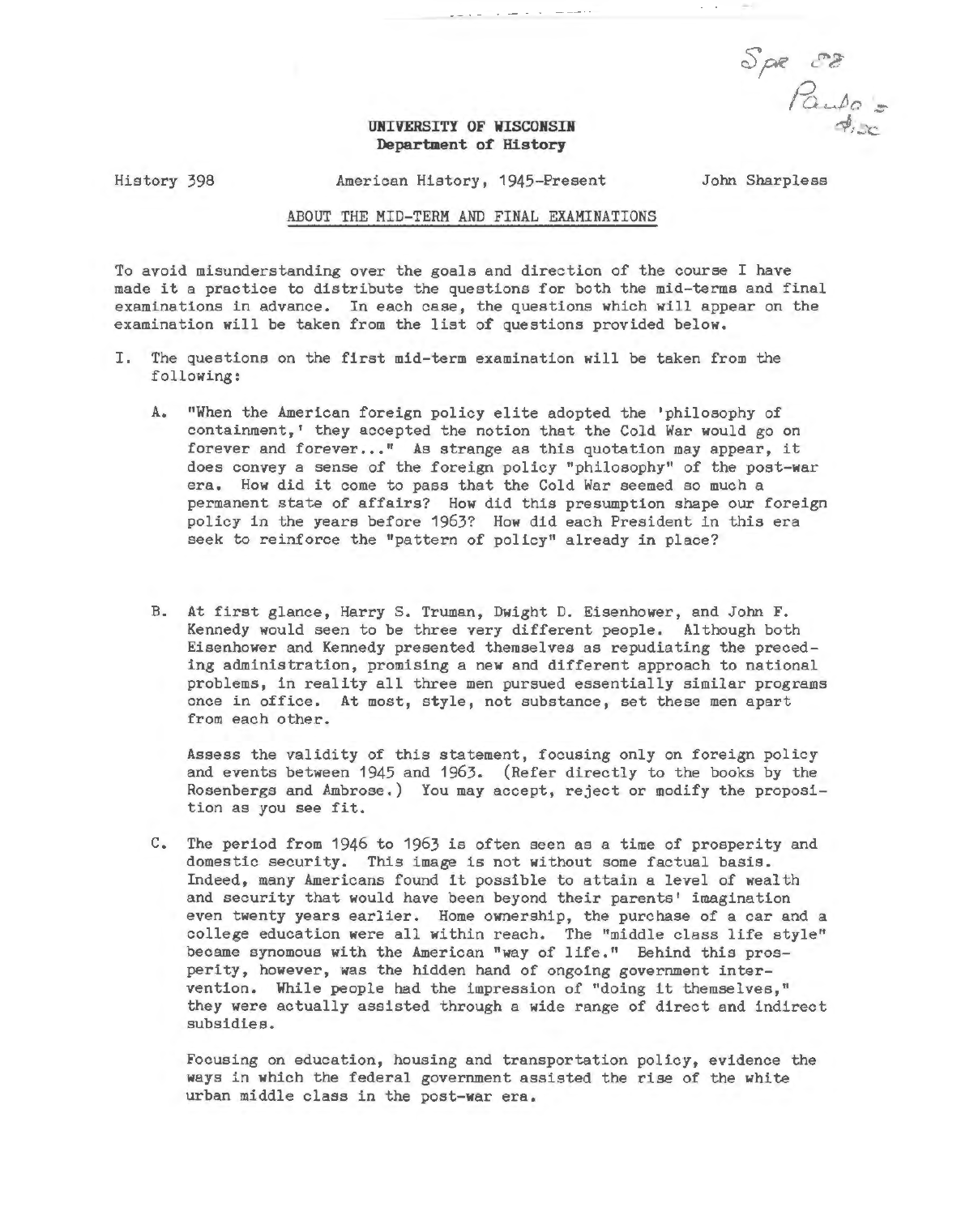Spr 88
Paulo's disc

**UNIVERSITY OF WISCONSIN**
**Department of History**

History 398 American History, 1945-Present John Sharpless

ABOUT THE MID-TERM AND FINAL EXAMINATIONS

To avoid misunderstanding over the goals and direction of the course I have made it a practice to distribute the questions for both the mid-terms and final examinations in advance. In each case, the questions which will appear on the examination will be taken from the list of questions provided below.

I. The questions on the first mid-term examination will be taken from the following:

   A. "When the American foreign policy elite adopted the 'philosophy of containment,' they accepted the notion that the Cold War would go on forever and forever..." As strange as this quotation may appear, it does convey a sense of the foreign policy "philosophy" of the post-war era. How did it come to pass that the Cold War seemed so much a permanent state of affairs? How did this presumption shape our foreign policy in the years before 1963? How did each President in this era seek to reinforce the "pattern of policy" already in place?

   B. At first glance, Harry S. Truman, Dwight D. Eisenhower, and John F. Kennedy would seen to be three very different people. Although both Eisenhower and Kennedy presented themselves as repudiating the preceding administration, promising a new and different approach to national problems, in reality all three men pursued essentially similar programs once in office. At most, style, not substance, set these men apart from each other.

   Assess the validity of this statement, focusing only on foreign policy and events between 1945 and 1963. (Refer directly to the books by the Rosenbergs and Ambrose.) You may accept, reject or modify the proposition as you see fit.

   C. The period from 1946 to 1963 is often seen as a time of prosperity and domestic security. This image is not without some factual basis. Indeed, many Americans found it possible to attain a level of wealth and security that would have been beyond their parents' imagination even twenty years earlier. Home ownership, the purchase of a car and a college education were all within reach. The "middle class life style" became synomous with the American "way of life." Behind this prosperity, however, was the hidden hand of ongoing government intervention. While people had the impression of "doing it themselves," they were actually assisted through a wide range of direct and indirect subsidies.

   Focusing on education, housing and transportation policy, evidence the ways in which the federal government assisted the rise of the white urban middle class in the post-war era.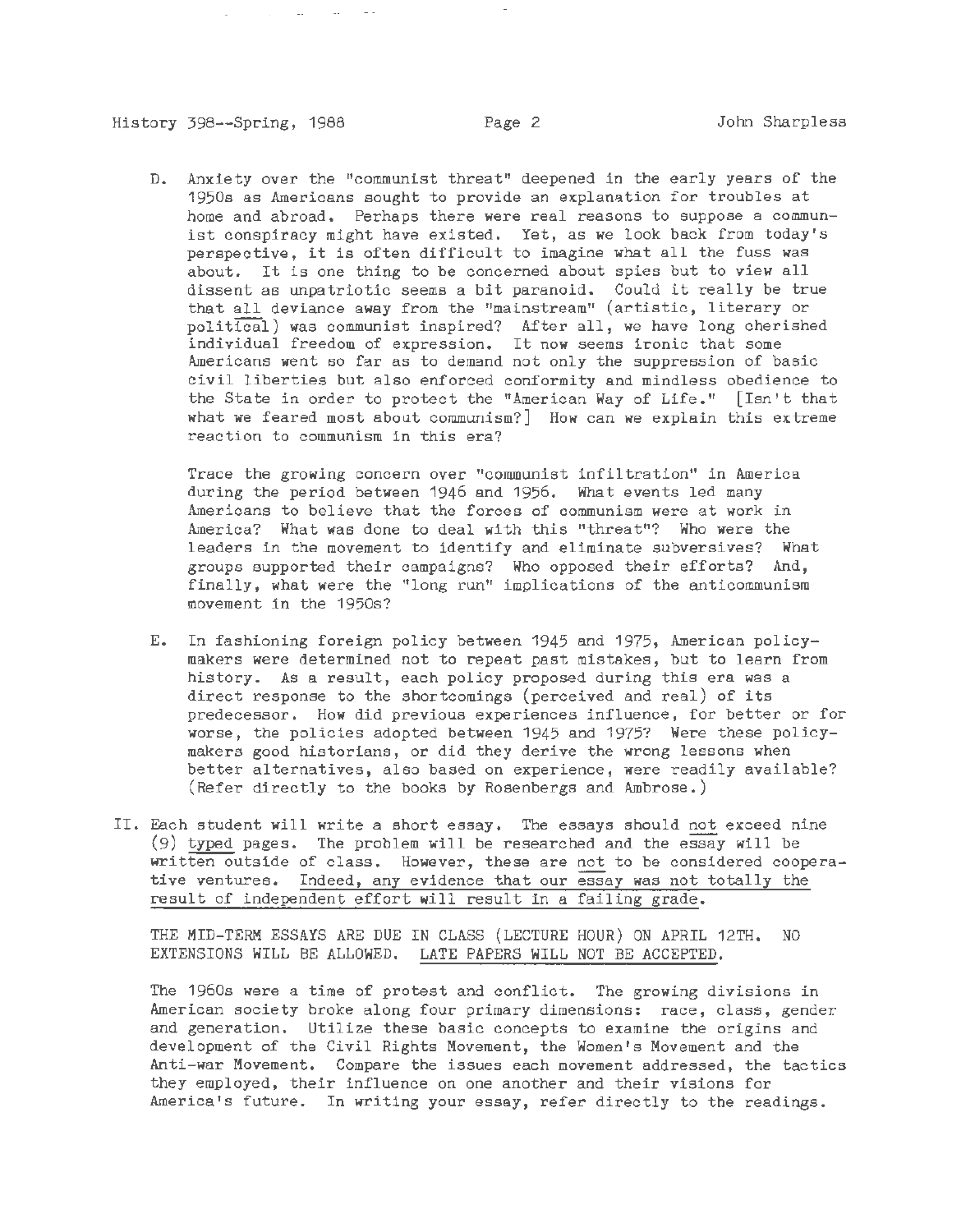D. Anxiety over the "communist threat" deepened in the early years of the 1950s as Americans sought to provide an explanation for troubles at home and abroad. Perhaps there were real reasons to suppose a communist conspiracy might have existed. Yet, as we look back from today's perspective, it is often difficult to imagine what all the fuss was about. It is one thing to be concerned about spies but to view all dissent as unpatriotic seems a bit paranoid. Could it really be true that <u>all</u> deviance away from the "mainstream" (artistic, literary or political) was communist inspired? After all, we have long cherished individual freedom of expression. It now seems ironic that some Americans went so far as to demand not only the suppression of basic civil liberties but also enforced conformity and mindless obedience to the State in order to protect the "American Way of Life." [Isn't that what we feared most about communism?] How can we explain this extreme reaction to communism in this era?

   Trace the growing concern over "communist infiltration" in America during the period between 1946 and 1956. What events led many Americans to believe that the forces of communism were at work in America? What was done to deal with this "threat"? Who were the leaders in the movement to identify and eliminate subversives? What groups supported their campaigns? Who opposed their efforts? And, finally, what were the "long run" implications of the anticommunism movement in the 1950s?

E. In fashioning foreign policy between 1945 and 1975, American policy-makers were determined not to repeat past mistakes, but to learn from history. As a result, each policy proposed during this era was a direct response to the shortcomings (perceived and real) of its predecessor. How did previous experiences influence, for better or for worse, the policies adopted between 1945 and 1975? Were these policy-makers good historians, or did they derive the wrong lessons when better alternatives, also based on experience, were readily available? (Refer directly to the books by Rosenbergs and Ambrose.)

II. Each student will write a short essay. The essays should <u>not</u> exceed nine (9) <u>typed</u> pages. The problem will be researched and the essay will be written outside of class. However, these are <u>not</u> to be considered cooperative ventures. <u>Indeed, any evidence that our essay was not totally the result of independent effort will result in a failing grade.</u>

THE MID-TERM ESSAYS ARE DUE IN CLASS (LECTURE HOUR) ON APRIL 12TH. NO EXTENSIONS WILL BE ALLOWED. <u>LATE PAPERS WILL NOT BE ACCEPTED.</u>

The 1960s were a time of protest and conflict. The growing divisions in American society broke along four primary dimensions: race, class, gender and generation. Utilize these basic concepts to examine the origins and development of the Civil Rights Movement, the Women's Movement and the Anti-war Movement. Compare the issues each movement addressed, the tactics they employed, their influence on one another and their visions for America's future. In writing your essay, refer directly to the readings.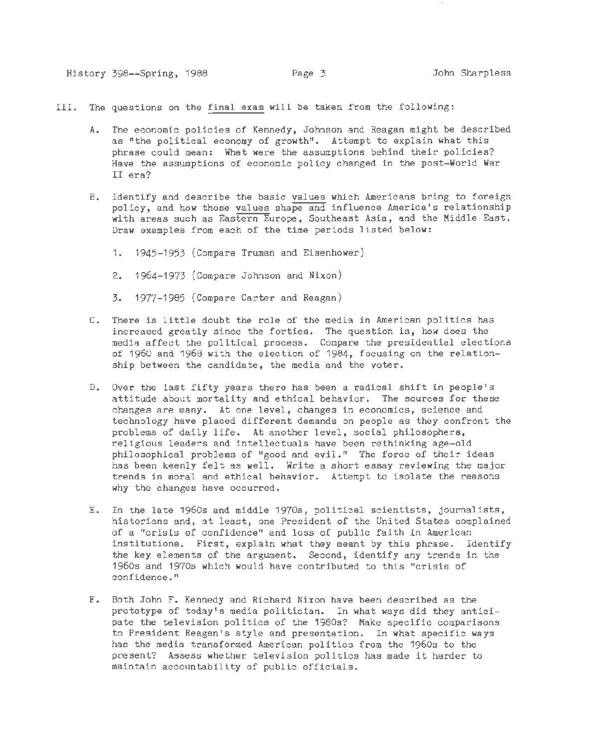III. The questions on the final exam will be taken from the following:

A. The economic policies of Kennedy, Johnson and Reagan might be described as "the political economy of growth". Attempt to explain what this phrase could mean: What were the assumptions behind their policies? Have the assumptions of economic policy changed in the post-World War II era?

B. Identify and describe the basic values which Americans bring to foreign policy, and how those values shape and influence America's relationship with areas such as Eastern Europe, Southeast Asia, and the Middle East. Draw examples from each of the time periods listed below:

   1. 1945-1953 (Compare Truman and Eisenhower)

   2. 1964-1973 (Compare Johnson and Nixon)

   3. 1977-1985 (Compare Carter and Reagan)

C. There is little doubt the role of the media in American politics has increased greatly since the forties. The question is, how does the media affect the political process. Compare the presidential elections of 1960 and 1968 with the election of 1984, focusing on the relationship between the candidate, the media and the voter.

D. Over the last fifty years there has been a radical shift in people's attitude about mortality and ethical behavior. The sources for these changes are many. At one level, changes in economics, science and technology have placed different demands on people as they confront the problems of daily life. At another level, social philosophers, religious leaders and intellectuals have been rethinking age-old philosophical problems of "good and evil." The force of their ideas has been keenly felt as well. Write a short essay reviewing the major trends in moral and ethical behavior. Attempt to isolate the reasons why the changes have occurred.

E. In the late 1960s and middle 1970s, political scientists, journalists, historians and, at least, one President of the United States complained of a "crisis of confidence" and loss of public faith in American institutions. First, explain what they meant by this phrase. Identify the key elements of the argument. Second, identify any trends in the 1960s and 1970s which would have contributed to this "crisis of confidence."

F. Both John F. Kennedy and Richard Nixon have been described as the prototype of today's media politician. In what ways did they anticipate the television politics of the 1980s? Make specific comparisons to President Reagan's style and presentation. In what specific ways has the media transformed American politics from the 1960s to the present? Assess whether television politics has made it harder to maintain accountability of public officials.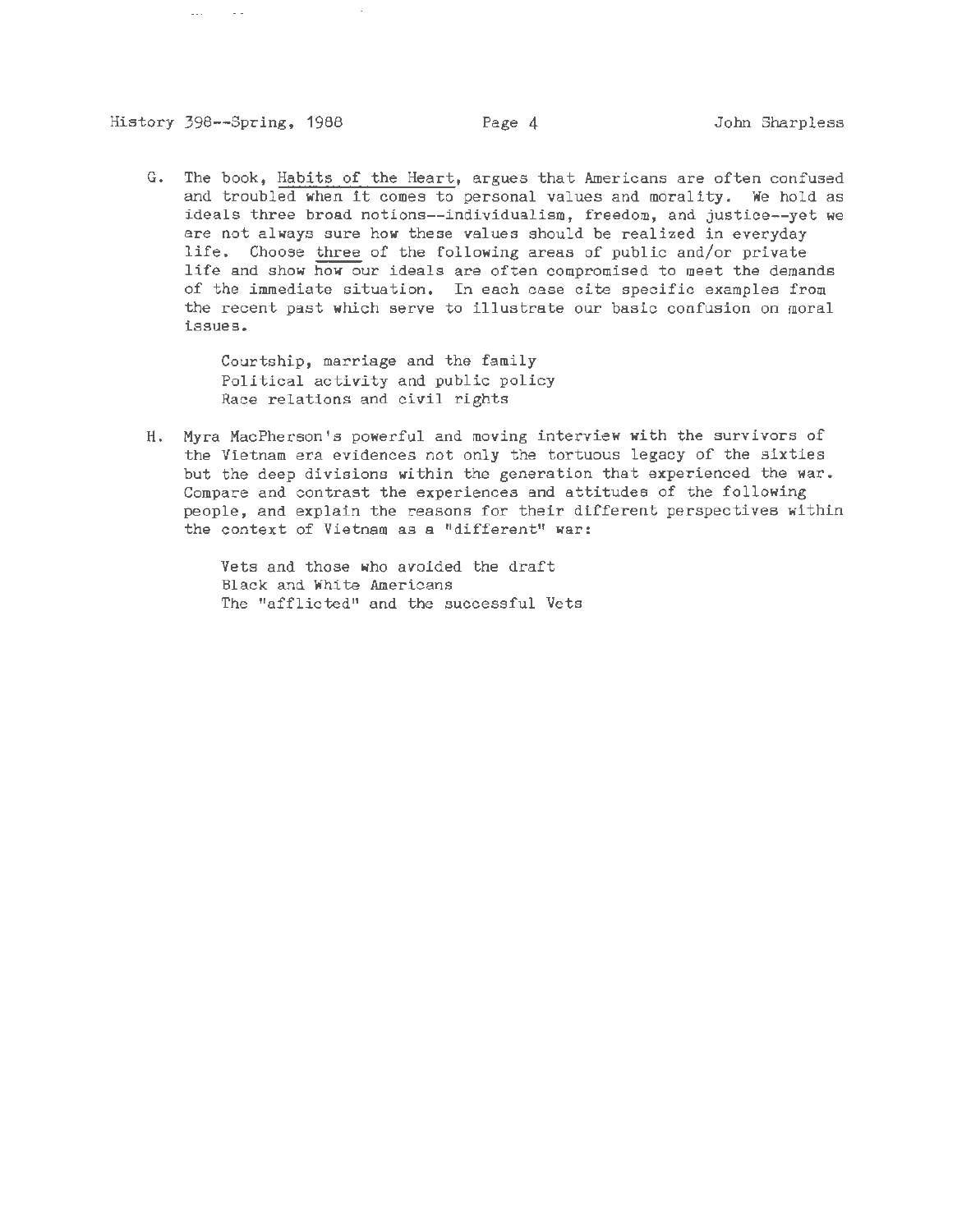G. The book, <u>Habits of the Heart</u>, argues that Americans are often confused and troubled when it comes to personal values and morality. We hold as ideals three broad notions--individualism, freedom, and justice--yet we are not always sure how these values should be realized in everyday life. Choose <u>three</u> of the following areas of public and/or private life and show how our ideals are often compromised to meet the demands of the immediate situation. In each case cite specific examples from the recent past which serve to illustrate our basic confusion on moral issues.

   Courtship, marriage and the family
   Political activity and public policy
   Race relations and civil rights

H. Myra MacPherson's powerful and moving interview with the survivors of the Vietnam era evidences not only the tortuous legacy of the sixties but the deep divisions within the generation that experienced the war. Compare and contrast the experiences and attitudes of the following people, and explain the reasons for their different perspectives within the context of Vietnam as a "different" war:

   Vets and those who avoided the draft
   Black and White Americans
   The "afflicted" and the successful Vets